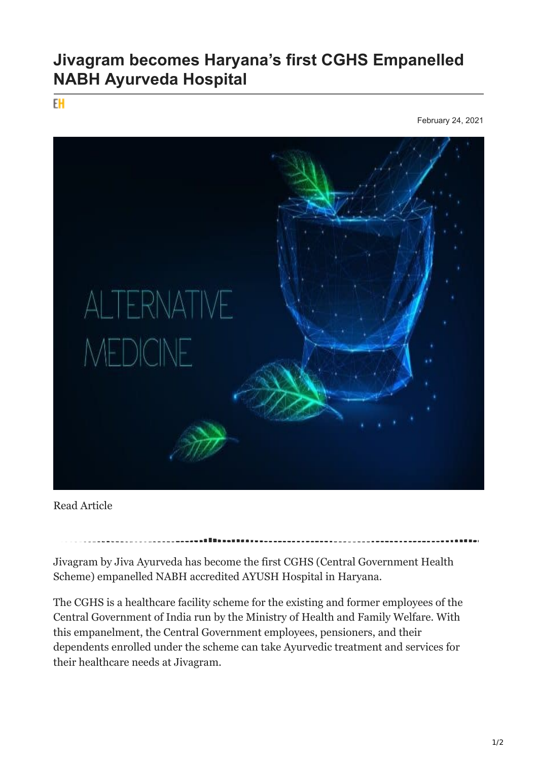# Jivagram becomes Haryana's first CGHS Empanelled NABH Ayurveda Hospital

EH

February 24, 2021

Read Article

Jivagram by Jiva Ayurveda has become the first CGHS (Central Government Health Scheme) empanelled NABH accredited AYUSH Hospital in Haryana.

The CGHS is a healthcare facility scheme for the existing and former employees of the Central Government of India run by the Ministry of Health and Family Welfare. With this empanelment, the Central Government employees, pensioners, and their dependents enrolled under the scheme can take Ayurvedic treatment and services for their healthcare needs at Jivagram.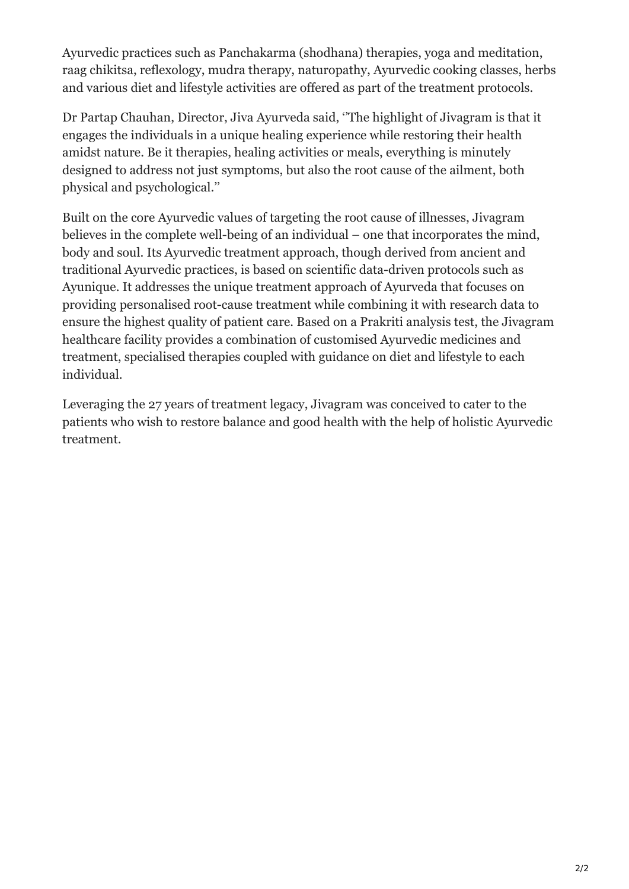Ayurvedic practices such as Panchakarma (shodhana) therapies, yoga and meditation, raag chikitsa, reflexology, mudra therapy, naturopathy, Ayurvedic cooking classes, herbs and various diet and lifestyle activities are offered as part of the treatment protocols.

Dr Partap Chauhan, Director, Jiva Ayurveda said, ‘’The highlight of Jivagram is that it engages the individuals in a unique healing experience while restoring their health amidst nature. Be it therapies, healing activities or meals, everything is minutely designed to address not just symptoms, but also the root cause of the ailment, both physical and psychological.’’

Built on the core Ayurvedic values of targeting the root cause of illnesses, Jivagram believes in the complete well-being of an individual – one that incorporates the mind, body and soul. Its Ayurvedic treatment approach, though derived from ancient and traditional Ayurvedic practices, is based on scientific data-driven protocols such as Ayunique. It addresses the unique treatment approach of Ayurveda that focuses on providing personalised root-cause treatment while combining it with research data to ensure the highest quality of patient care. Based on a Prakriti analysis test, the Jivagram healthcare facility provides a combination of customised Ayurvedic medicines and treatment, specialised therapies coupled with guidance on diet and lifestyle to each individual.

Leveraging the 27 years of treatment legacy, Jivagram was conceived to cater to the patients who wish to restore balance and good health with the help of holistic Ayurvedic treatment.